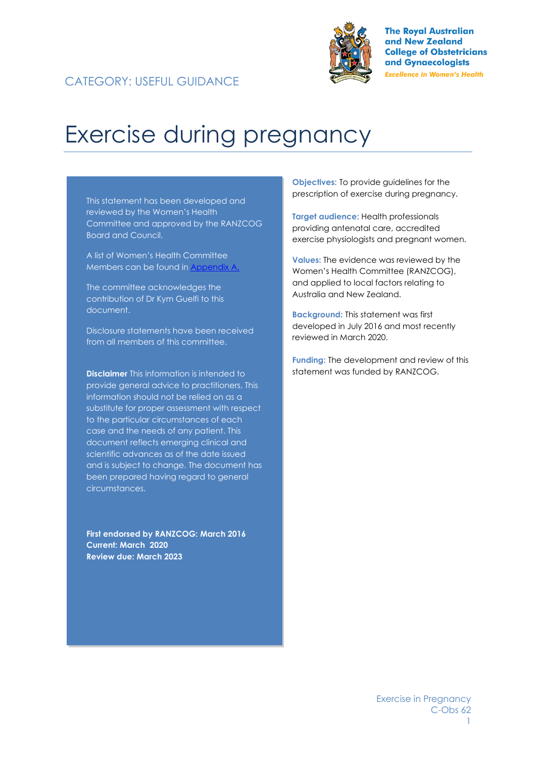CATEGORY: USEFUL GUIDANCE

The Royal Australian and New Zealand College of Obstetricians and Gynaecologists

*Excellence in Women's Health*

# Exercise during pregnancy

This statement has been developed and reviewed by the Women's Health Committee and approved by the RANZCOG Board and Council.

A list of Women's Health Committee Members can be found in [Appendix A.](#)

The committee acknowledges the contribution of Dr Kym Guelfi to this document.

Disclosure statements have been received from all members of this committee.

**Disclaimer** This information is intended to provide general advice to practitioners. This information should not be relied on as a substitute for proper assessment with respect to the particular circumstances of each case and the needs of any patient. This document reflects emerging clinical and scientific advances as of the date issued and is subject to change. The document has been prepared having regard to general circumstances.

**First endorsed by RANZCOG: March 2016**
**Current: March 2020**
**Review due: March 2023**

**Objectives:** To provide guidelines for the prescription of exercise during pregnancy.

**Target audience:** Health professionals providing antenatal care, accredited exercise physiologists and pregnant women.

**Values:** The evidence was reviewed by the Women's Health Committee (RANZCOG), and applied to local factors relating to Australia and New Zealand.

**Background:** This statement was first developed in July 2016 and most recently reviewed in March 2020.

**Funding:** The development and review of this statement was funded by RANZCOG.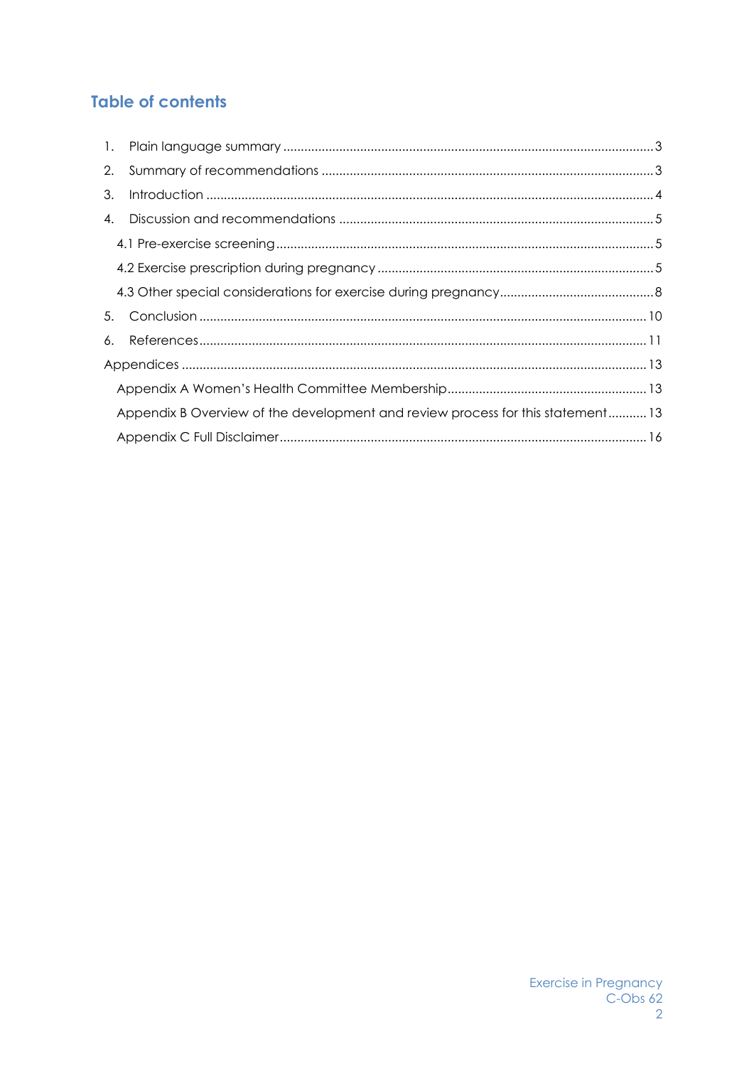## Table of contents

1. Plain language summary ........................................................................................................ 3
2. Summary of recommendations ............................................................................................. 3
3. Introduction .............................................................................................................................. 4
4. Discussion and recommendations ........................................................................................ 5
   - 4.1 Pre-exercise screening .......................................................................................................... 5
   - 4.2 Exercise prescription during pregnancy ............................................................................. 5
   - 4.3 Other special considerations for exercise during pregnancy ........................................... 8
5. Conclusion .............................................................................................................................. 10
6. References .............................................................................................................................. 11

Appendices .................................................................................................................................. 13

- Appendix A Women's Health Committee Membership ........................................................ 13
- Appendix B Overview of the development and review process for this statement ........... 13
- Appendix C Full Disclaimer ....................................................................................................... 16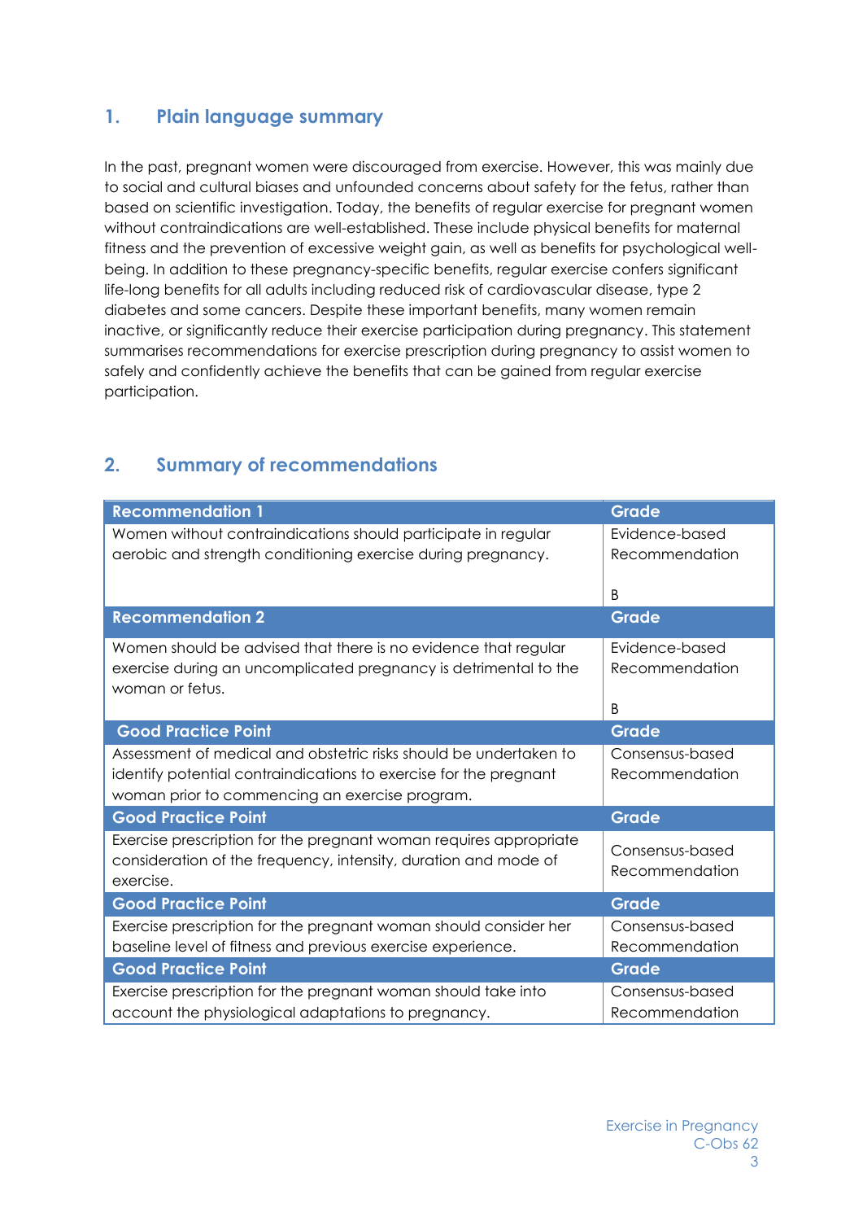## 1. Plain language summary

In the past, pregnant women were discouraged from exercise. However, this was mainly due to social and cultural biases and unfounded concerns about safety for the fetus, rather than based on scientific investigation. Today, the benefits of regular exercise for pregnant women without contraindications are well-established. These include physical benefits for maternal fitness and the prevention of excessive weight gain, as well as benefits for psychological well-being. In addition to these pregnancy-specific benefits, regular exercise confers significant life-long benefits for all adults including reduced risk of cardiovascular disease, type 2 diabetes and some cancers. Despite these important benefits, many women remain inactive, or significantly reduce their exercise participation during pregnancy. This statement summarises recommendations for exercise prescription during pregnancy to assist women to safely and confidently achieve the benefits that can be gained from regular exercise participation.

## 2. Summary of recommendations

| Recommendation 1 | Grade |
|---|---|
| Women without contraindications should participate in regular aerobic and strength conditioning exercise during pregnancy. | Evidence-based Recommendation<br><br>B |
| **Recommendation 2** | **Grade** |
| Women should be advised that there is no evidence that regular exercise during an uncomplicated pregnancy is detrimental to the woman or fetus. | Evidence-based Recommendation<br><br>B |
| **Good Practice Point** | **Grade** |
| Assessment of medical and obstetric risks should be undertaken to identify potential contraindications to exercise for the pregnant woman prior to commencing an exercise program. | Consensus-based Recommendation |
| **Good Practice Point** | **Grade** |
| Exercise prescription for the pregnant woman requires appropriate consideration of the frequency, intensity, duration and mode of exercise. | Consensus-based Recommendation |
| **Good Practice Point** | **Grade** |
| Exercise prescription for the pregnant woman should consider her baseline level of fitness and previous exercise experience. | Consensus-based Recommendation |
| **Good Practice Point** | **Grade** |
| Exercise prescription for the pregnant woman should take into account the physiological adaptations to pregnancy. | Consensus-based Recommendation |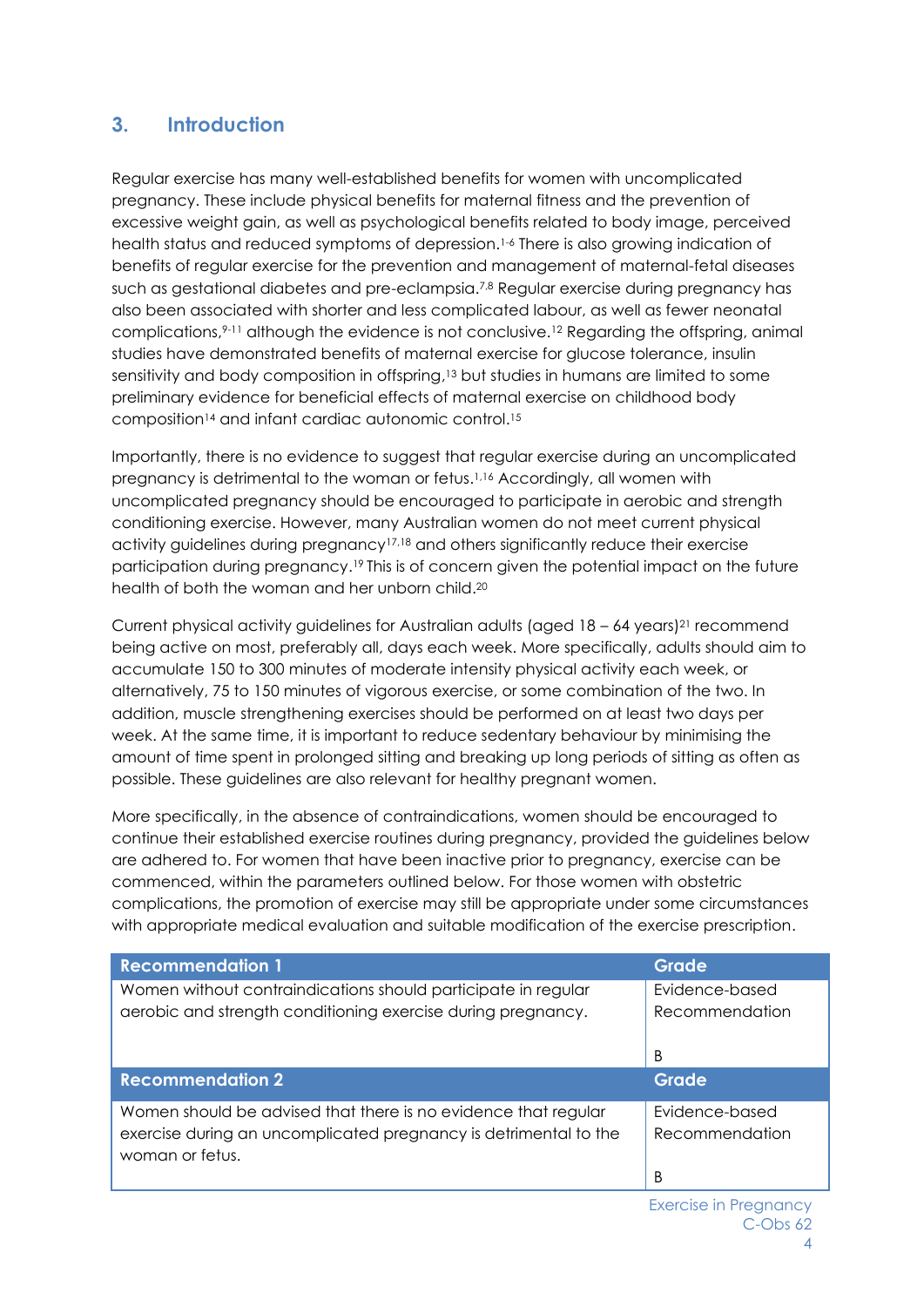## 3. Introduction

Regular exercise has many well-established benefits for women with uncomplicated pregnancy. These include physical benefits for maternal fitness and the prevention of excessive weight gain, as well as psychological benefits related to body image, perceived health status and reduced symptoms of depression.[1-6] There is also growing indication of benefits of regular exercise for the prevention and management of maternal-fetal diseases such as gestational diabetes and pre-eclampsia.[7,8] Regular exercise during pregnancy has also been associated with shorter and less complicated labour, as well as fewer neonatal complications,[9-11] although the evidence is not conclusive.[12] Regarding the offspring, animal studies have demonstrated benefits of maternal exercise for glucose tolerance, insulin sensitivity and body composition in offspring,[13] but studies in humans are limited to some preliminary evidence for beneficial effects of maternal exercise on childhood body composition[14] and infant cardiac autonomic control.[15]

Importantly, there is no evidence to suggest that regular exercise during an uncomplicated pregnancy is detrimental to the woman or fetus.[1,16] Accordingly, all women with uncomplicated pregnancy should be encouraged to participate in aerobic and strength conditioning exercise. However, many Australian women do not meet current physical activity guidelines during pregnancy[17,18] and others significantly reduce their exercise participation during pregnancy.[19] This is of concern given the potential impact on the future health of both the woman and her unborn child.[20]

Current physical activity guidelines for Australian adults (aged 18 – 64 years)[21] recommend being active on most, preferably all, days each week. More specifically, adults should aim to accumulate 150 to 300 minutes of moderate intensity physical activity each week, or alternatively, 75 to 150 minutes of vigorous exercise, or some combination of the two. In addition, muscle strengthening exercises should be performed on at least two days per week. At the same time, it is important to reduce sedentary behaviour by minimising the amount of time spent in prolonged sitting and breaking up long periods of sitting as often as possible. These guidelines are also relevant for healthy pregnant women.

More specifically, in the absence of contraindications, women should be encouraged to continue their established exercise routines during pregnancy, provided the guidelines below are adhered to. For women that have been inactive prior to pregnancy, exercise can be commenced, within the parameters outlined below. For those women with obstetric complications, the promotion of exercise may still be appropriate under some circumstances with appropriate medical evaluation and suitable modification of the exercise prescription.

| Recommendation 1 | Grade |
|---|---|
| Women without contraindications should participate in regular aerobic and strength conditioning exercise during pregnancy. | Evidence-based Recommendation<br><br>B |

| Recommendation 2 | Grade |
|---|---|
| Women should be advised that there is no evidence that regular exercise during an uncomplicated pregnancy is detrimental to the woman or fetus. | Evidence-based Recommendation<br><br>B |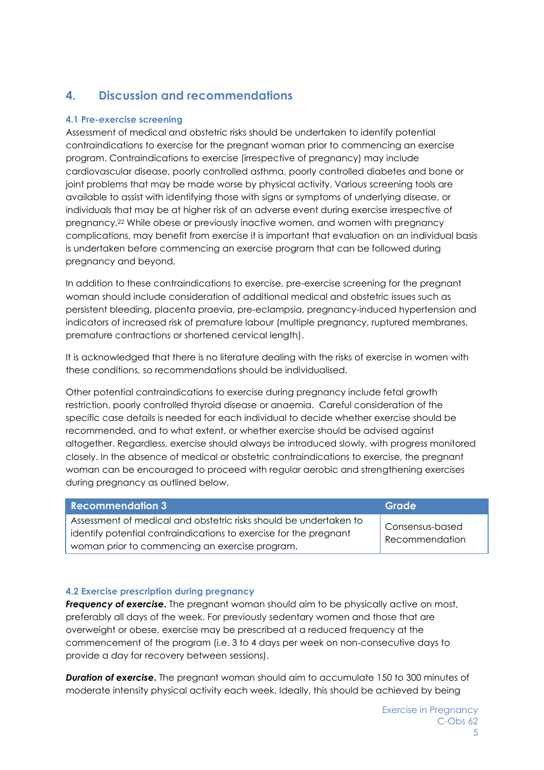## 4. Discussion and recommendations

### 4.1 Pre-exercise screening

Assessment of medical and obstetric risks should be undertaken to identify potential contraindications to exercise for the pregnant woman prior to commencing an exercise program. Contraindications to exercise (irrespective of pregnancy) may include cardiovascular disease, poorly controlled asthma, poorly controlled diabetes and bone or joint problems that may be made worse by physical activity. Various screening tools are available to assist with identifying those with signs or symptoms of underlying disease, or individuals that may be at higher risk of an adverse event during exercise irrespective of pregnancy.[22] While obese or previously inactive women, and women with pregnancy complications, may benefit from exercise it is important that evaluation on an individual basis is undertaken before commencing an exercise program that can be followed during pregnancy and beyond.

In addition to these contraindications to exercise, pre-exercise screening for the pregnant woman should include consideration of additional medical and obstetric issues such as persistent bleeding, placenta praevia, pre-eclampsia, pregnancy-induced hypertension and indicators of increased risk of premature labour (multiple pregnancy, ruptured membranes, premature contractions or shortened cervical length).

It is acknowledged that there is no literature dealing with the risks of exercise in women with these conditions, so recommendations should be individualised.

Other potential contraindications to exercise during pregnancy include fetal growth restriction, poorly controlled thyroid disease or anaemia. Careful consideration of the specific case details is needed for each individual to decide whether exercise should be recommended, and to what extent, or whether exercise should be advised against altogether. Regardless, exercise should always be introduced slowly, with progress monitored closely. In the absence of medical or obstetric contraindications to exercise, the pregnant woman can be encouraged to proceed with regular aerobic and strengthening exercises during pregnancy as outlined below.

| Recommendation 3 | Grade |
| --- | --- |
| Assessment of medical and obstetric risks should be undertaken to identify potential contraindications to exercise for the pregnant woman prior to commencing an exercise program. | Consensus-based Recommendation |

### 4.2 Exercise prescription during pregnancy

***Frequency of exercise***. The pregnant woman should aim to be physically active on most, preferably all days of the week. For previously sedentary women and those that are overweight or obese, exercise may be prescribed at a reduced frequency at the commencement of the program (i.e. 3 to 4 days per week on non-consecutive days to provide a day for recovery between sessions).

***Duration of exercise***. The pregnant woman should aim to accumulate 150 to 300 minutes of moderate intensity physical activity each week. Ideally, this should be achieved by being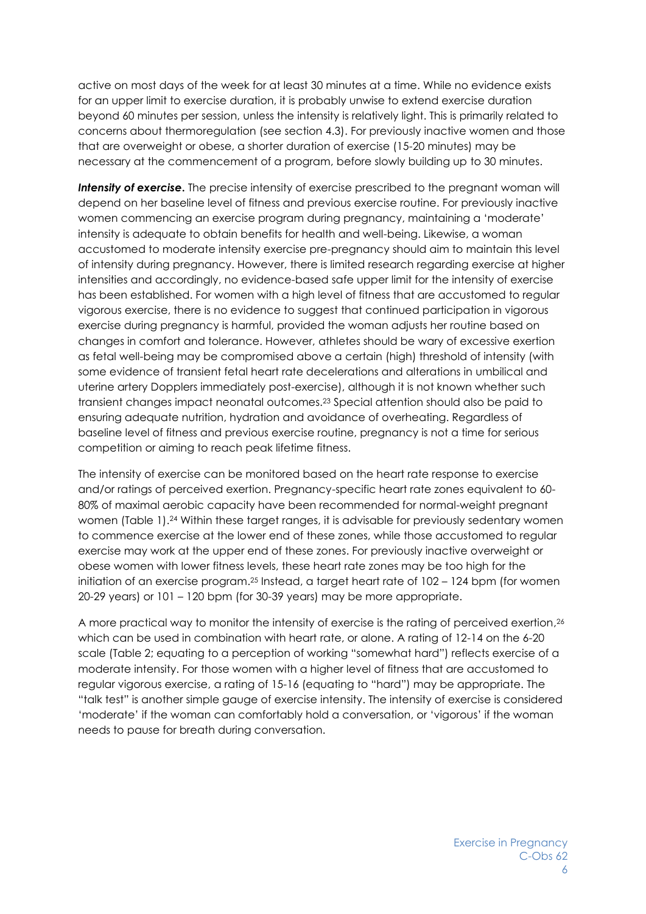active on most days of the week for at least 30 minutes at a time. While no evidence exists for an upper limit to exercise duration, it is probably unwise to extend exercise duration beyond 60 minutes per session, unless the intensity is relatively light. This is primarily related to concerns about thermoregulation (see section 4.3). For previously inactive women and those that are overweight or obese, a shorter duration of exercise (15-20 minutes) may be necessary at the commencement of a program, before slowly building up to 30 minutes.

***Intensity of exercise*.** The precise intensity of exercise prescribed to the pregnant woman will depend on her baseline level of fitness and previous exercise routine. For previously inactive women commencing an exercise program during pregnancy, maintaining a 'moderate' intensity is adequate to obtain benefits for health and well-being. Likewise, a woman accustomed to moderate intensity exercise pre-pregnancy should aim to maintain this level of intensity during pregnancy. However, there is limited research regarding exercise at higher intensities and accordingly, no evidence-based safe upper limit for the intensity of exercise has been established. For women with a high level of fitness that are accustomed to regular vigorous exercise, there is no evidence to suggest that continued participation in vigorous exercise during pregnancy is harmful, provided the woman adjusts her routine based on changes in comfort and tolerance. However, athletes should be wary of excessive exertion as fetal well-being may be compromised above a certain (high) threshold of intensity (with some evidence of transient fetal heart rate decelerations and alterations in umbilical and uterine artery Dopplers immediately post-exercise), although it is not known whether such transient changes impact neonatal outcomes.[23] Special attention should also be paid to ensuring adequate nutrition, hydration and avoidance of overheating. Regardless of baseline level of fitness and previous exercise routine, pregnancy is not a time for serious competition or aiming to reach peak lifetime fitness.

The intensity of exercise can be monitored based on the heart rate response to exercise and/or ratings of perceived exertion. Pregnancy-specific heart rate zones equivalent to 60-80% of maximal aerobic capacity have been recommended for normal-weight pregnant women (Table 1).[24] Within these target ranges, it is advisable for previously sedentary women to commence exercise at the lower end of these zones, while those accustomed to regular exercise may work at the upper end of these zones. For previously inactive overweight or obese women with lower fitness levels, these heart rate zones may be too high for the initiation of an exercise program.[25] Instead, a target heart rate of 102 – 124 bpm (for women 20-29 years) or 101 – 120 bpm (for 30-39 years) may be more appropriate.

A more practical way to monitor the intensity of exercise is the rating of perceived exertion,[26] which can be used in combination with heart rate, or alone. A rating of 12-14 on the 6-20 scale (Table 2; equating to a perception of working "somewhat hard") reflects exercise of a moderate intensity. For those women with a higher level of fitness that are accustomed to regular vigorous exercise, a rating of 15-16 (equating to "hard") may be appropriate. The "talk test" is another simple gauge of exercise intensity. The intensity of exercise is considered 'moderate' if the woman can comfortably hold a conversation, or 'vigorous' if the woman needs to pause for breath during conversation.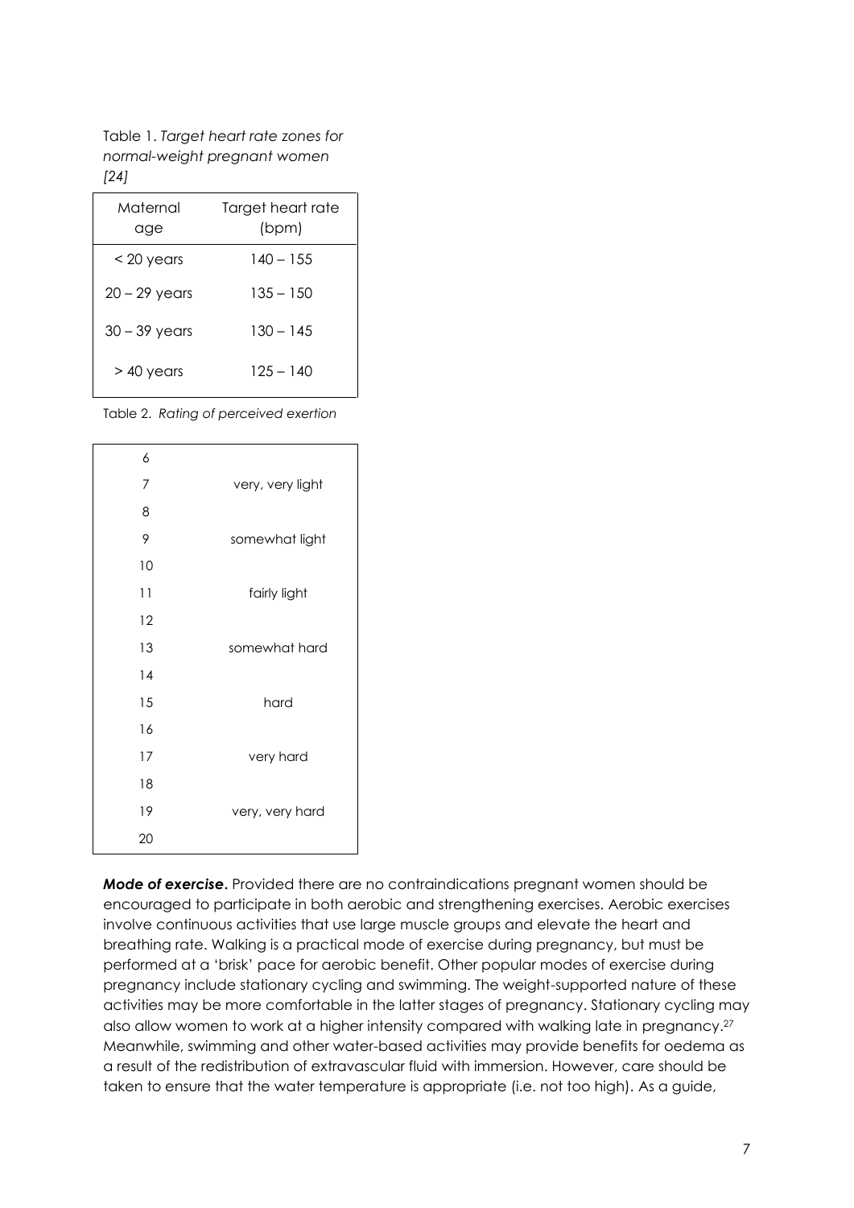Table 1. *Target heart rate zones for normal-weight pregnant women [24]*

| Maternal age | Target heart rate (bpm) |
|---|---|
| < 20 years | 140 – 155 |
| 20 – 29 years | 135 – 150 |
| 30 – 39 years | 130 – 145 |
| > 40 years | 125 – 140 |

Table 2. *Rating of perceived exertion*

| | |
|---|---|
| 6 | |
| 7 | very, very light |
| 8 | |
| 9 | somewhat light |
| 10 | |
| 11 | fairly light |
| 12 | |
| 13 | somewhat hard |
| 14 | |
| 15 | hard |
| 16 | |
| 17 | very hard |
| 18 | |
| 19 | very, very hard |
| 20 | |

***Mode of exercise.*** Provided there are no contraindications pregnant women should be encouraged to participate in both aerobic and strengthening exercises. Aerobic exercises involve continuous activities that use large muscle groups and elevate the heart and breathing rate. Walking is a practical mode of exercise during pregnancy, but must be performed at a 'brisk' pace for aerobic benefit. Other popular modes of exercise during pregnancy include stationary cycling and swimming. The weight-supported nature of these activities may be more comfortable in the latter stages of pregnancy. Stationary cycling may also allow women to work at a higher intensity compared with walking late in pregnancy.[27] Meanwhile, swimming and other water-based activities may provide benefits for oedema as a result of the redistribution of extravascular fluid with immersion. However, care should be taken to ensure that the water temperature is appropriate (i.e. not too high). As a guide,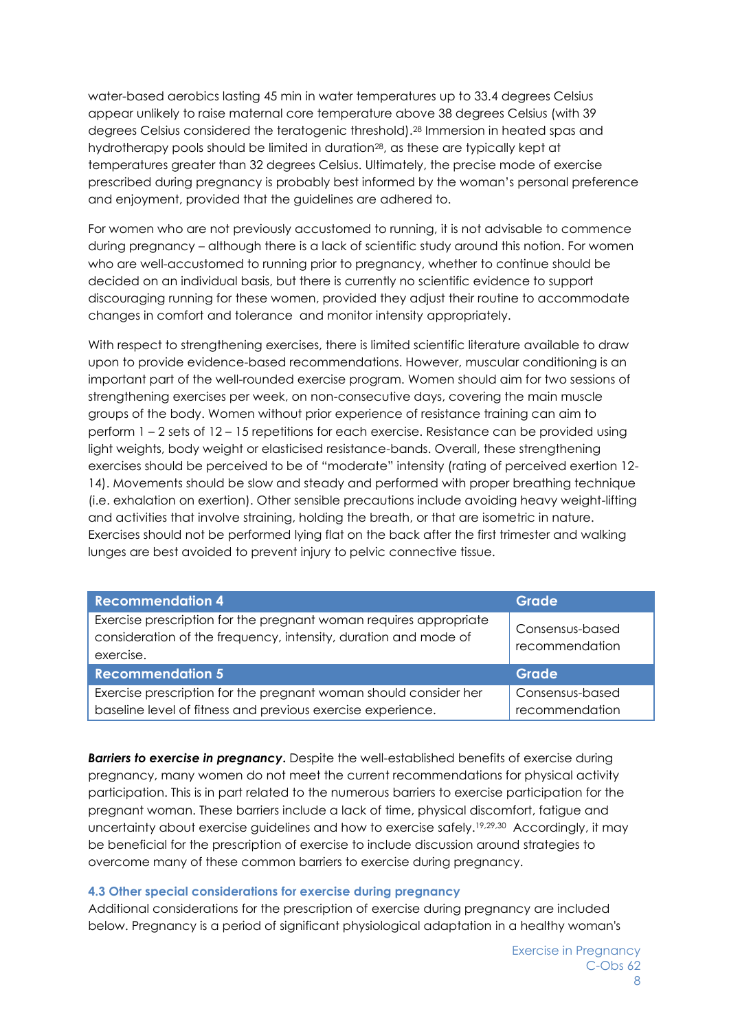water-based aerobics lasting 45 min in water temperatures up to 33.4 degrees Celsius appear unlikely to raise maternal core temperature above 38 degrees Celsius (with 39 degrees Celsius considered the teratogenic threshold).[28] Immersion in heated spas and hydrotherapy pools should be limited in duration[28], as these are typically kept at temperatures greater than 32 degrees Celsius. Ultimately, the precise mode of exercise prescribed during pregnancy is probably best informed by the woman's personal preference and enjoyment, provided that the guidelines are adhered to.

For women who are not previously accustomed to running, it is not advisable to commence during pregnancy – although there is a lack of scientific study around this notion. For women who are well-accustomed to running prior to pregnancy, whether to continue should be decided on an individual basis, but there is currently no scientific evidence to support discouraging running for these women, provided they adjust their routine to accommodate changes in comfort and tolerance and monitor intensity appropriately.

With respect to strengthening exercises, there is limited scientific literature available to draw upon to provide evidence-based recommendations. However, muscular conditioning is an important part of the well-rounded exercise program. Women should aim for two sessions of strengthening exercises per week, on non-consecutive days, covering the main muscle groups of the body. Women without prior experience of resistance training can aim to perform 1 – 2 sets of 12 – 15 repetitions for each exercise. Resistance can be provided using light weights, body weight or elasticised resistance-bands. Overall, these strengthening exercises should be perceived to be of "moderate" intensity (rating of perceived exertion 12-14). Movements should be slow and steady and performed with proper breathing technique (i.e. exhalation on exertion). Other sensible precautions include avoiding heavy weight-lifting and activities that involve straining, holding the breath, or that are isometric in nature. Exercises should not be performed lying flat on the back after the first trimester and walking lunges are best avoided to prevent injury to pelvic connective tissue.

| Recommendation 4 | Grade |
|---|---|
| Exercise prescription for the pregnant woman requires appropriate consideration of the frequency, intensity, duration and mode of exercise. | Consensus-based recommendation |
| **Recommendation 5** | **Grade** |
| Exercise prescription for the pregnant woman should consider her baseline level of fitness and previous exercise experience. | Consensus-based recommendation |

***Barriers to exercise in pregnancy***. Despite the well-established benefits of exercise during pregnancy, many women do not meet the current recommendations for physical activity participation. This is in part related to the numerous barriers to exercise participation for the pregnant woman. These barriers include a lack of time, physical discomfort, fatigue and uncertainty about exercise guidelines and how to exercise safely.[19,29,30] Accordingly, it may be beneficial for the prescription of exercise to include discussion around strategies to overcome many of these common barriers to exercise during pregnancy.

### 4.3 Other special considerations for exercise during pregnancy

Additional considerations for the prescription of exercise during pregnancy are included below. Pregnancy is a period of significant physiological adaptation in a healthy woman's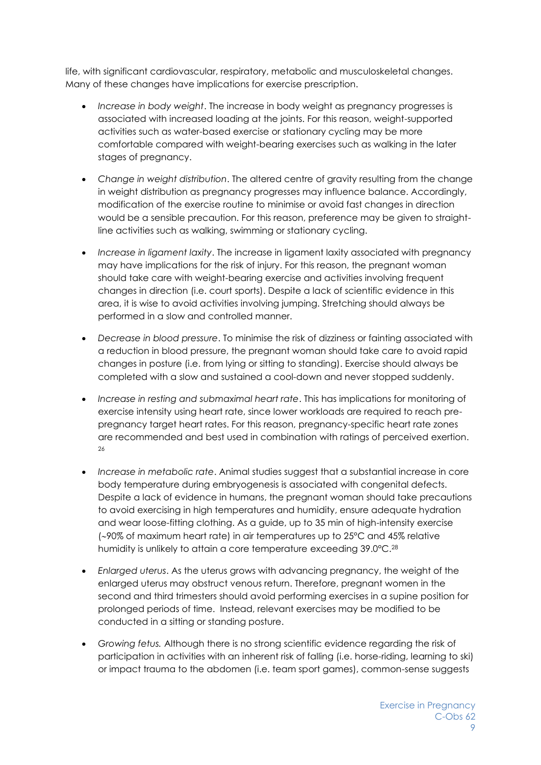life, with significant cardiovascular, respiratory, metabolic and musculoskeletal changes. Many of these changes have implications for exercise prescription.

- *Increase in body weight*. The increase in body weight as pregnancy progresses is associated with increased loading at the joints. For this reason, weight-supported activities such as water-based exercise or stationary cycling may be more comfortable compared with weight-bearing exercises such as walking in the later stages of pregnancy.

- *Change in weight distribution*. The altered centre of gravity resulting from the change in weight distribution as pregnancy progresses may influence balance. Accordingly, modification of the exercise routine to minimise or avoid fast changes in direction would be a sensible precaution. For this reason, preference may be given to straight-line activities such as walking, swimming or stationary cycling.

- *Increase in ligament laxity*. The increase in ligament laxity associated with pregnancy may have implications for the risk of injury. For this reason, the pregnant woman should take care with weight-bearing exercise and activities involving frequent changes in direction (i.e. court sports). Despite a lack of scientific evidence in this area, it is wise to avoid activities involving jumping. Stretching should always be performed in a slow and controlled manner.

- *Decrease in blood pressure*. To minimise the risk of dizziness or fainting associated with a reduction in blood pressure, the pregnant woman should take care to avoid rapid changes in posture (i.e. from lying or sitting to standing). Exercise should always be completed with a slow and sustained a cool-down and never stopped suddenly.

- *Increase in resting and submaximal heart rate*. This has implications for monitoring of exercise intensity using heart rate, since lower workloads are required to reach pre-pregnancy target heart rates. For this reason, pregnancy-specific heart rate zones are recommended and best used in combination with ratings of perceived exertion.[26]

- *Increase in metabolic rate*. Animal studies suggest that a substantial increase in core body temperature during embryogenesis is associated with congenital defects. Despite a lack of evidence in humans, the pregnant woman should take precautions to avoid exercising in high temperatures and humidity, ensure adequate hydration and wear loose-fitting clothing. As a guide, up to 35 min of high-intensity exercise (~90% of maximum heart rate) in air temperatures up to 25°C and 45% relative humidity is unlikely to attain a core temperature exceeding 39.0°C.[28]

- *Enlarged uterus*. As the uterus grows with advancing pregnancy, the weight of the enlarged uterus may obstruct venous return. Therefore, pregnant women in the second and third trimesters should avoid performing exercises in a supine position for prolonged periods of time. Instead, relevant exercises may be modified to be conducted in a sitting or standing posture.

- *Growing fetus.* Although there is no strong scientific evidence regarding the risk of participation in activities with an inherent risk of falling (i.e. horse-riding, learning to ski) or impact trauma to the abdomen (i.e. team sport games), common-sense suggests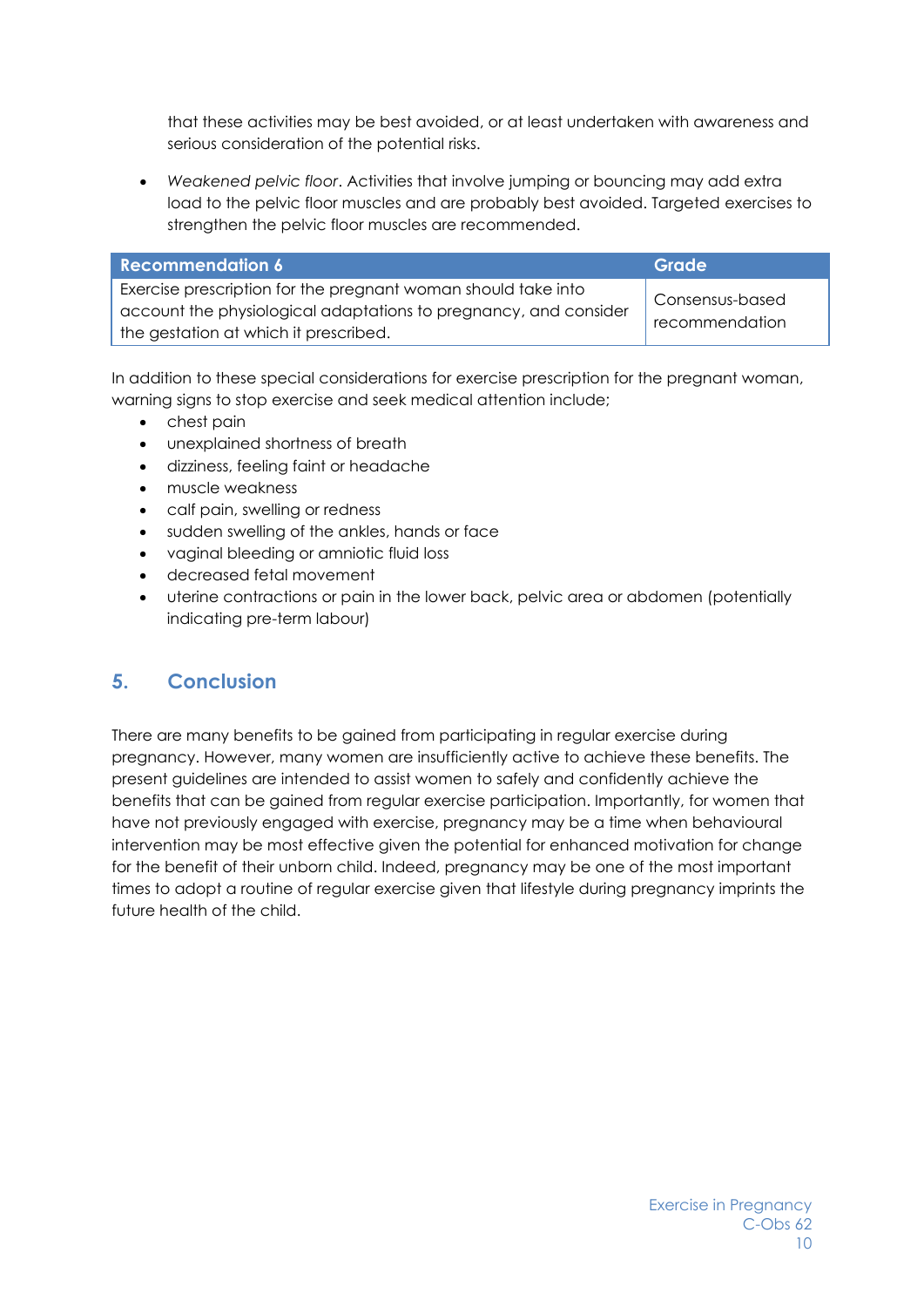that these activities may be best avoided, or at least undertaken with awareness and serious consideration of the potential risks.

- *Weakened pelvic floor*. Activities that involve jumping or bouncing may add extra load to the pelvic floor muscles and are probably best avoided. Targeted exercises to strengthen the pelvic floor muscles are recommended.

| Recommendation 6 | Grade |
|---|---|
| Exercise prescription for the pregnant woman should take into account the physiological adaptations to pregnancy, and consider the gestation at which it prescribed. | Consensus-based recommendation |

In addition to these special considerations for exercise prescription for the pregnant woman, warning signs to stop exercise and seek medical attention include;

- chest pain
- unexplained shortness of breath
- dizziness, feeling faint or headache
- muscle weakness
- calf pain, swelling or redness
- sudden swelling of the ankles, hands or face
- vaginal bleeding or amniotic fluid loss
- decreased fetal movement
- uterine contractions or pain in the lower back, pelvic area or abdomen (potentially indicating pre-term labour)

## 5. Conclusion

There are many benefits to be gained from participating in regular exercise during pregnancy. However, many women are insufficiently active to achieve these benefits. The present guidelines are intended to assist women to safely and confidently achieve the benefits that can be gained from regular exercise participation. Importantly, for women that have not previously engaged with exercise, pregnancy may be a time when behavioural intervention may be most effective given the potential for enhanced motivation for change for the benefit of their unborn child. Indeed, pregnancy may be one of the most important times to adopt a routine of regular exercise given that lifestyle during pregnancy imprints the future health of the child.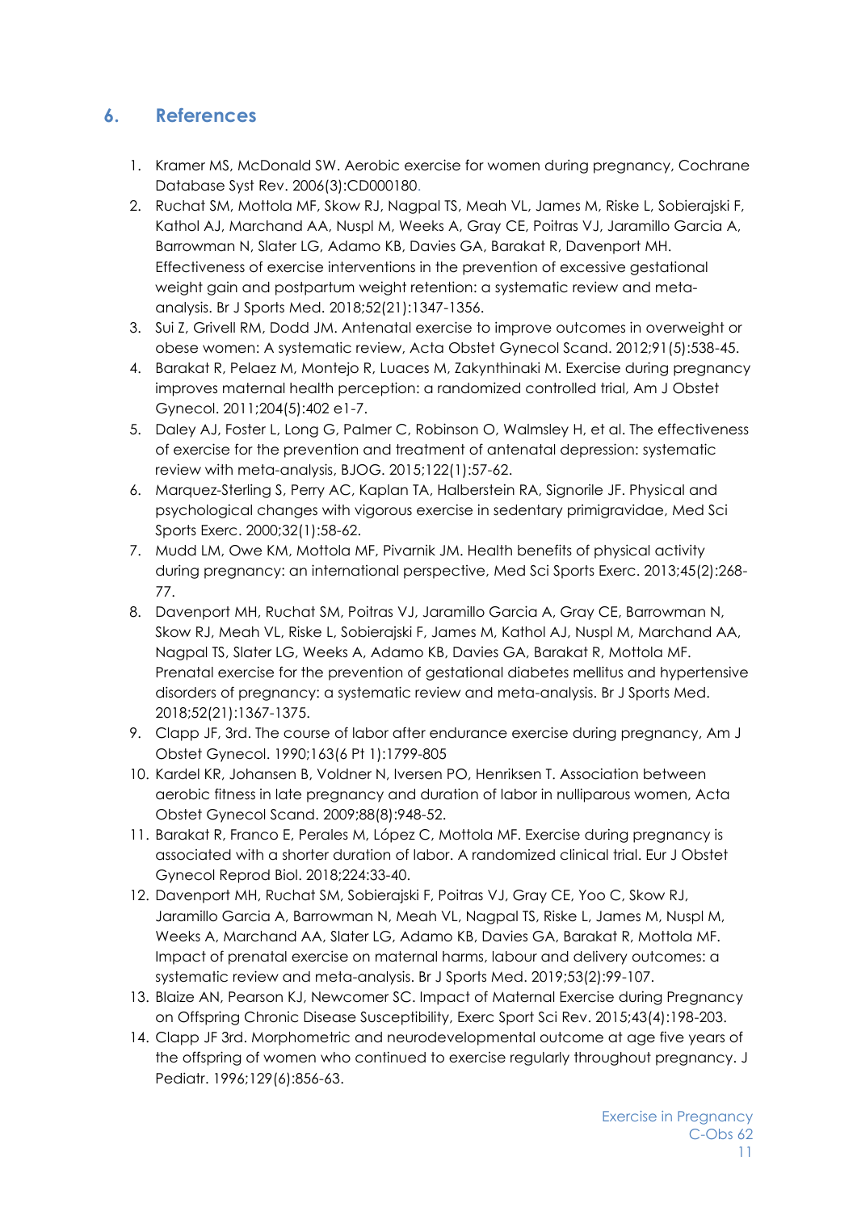## 6. References

1. Kramer MS, McDonald SW. Aerobic exercise for women during pregnancy, Cochrane Database Syst Rev. 2006(3):CD000180.
2. Ruchat SM, Mottola MF, Skow RJ, Nagpal TS, Meah VL, James M, Riske L, Sobierajski F, Kathol AJ, Marchand AA, Nuspl M, Weeks A, Gray CE, Poitras VJ, Jaramillo Garcia A, Barrowman N, Slater LG, Adamo KB, Davies GA, Barakat R, Davenport MH. Effectiveness of exercise interventions in the prevention of excessive gestational weight gain and postpartum weight retention: a systematic review and meta-analysis. Br J Sports Med. 2018;52(21):1347-1356.
3. Sui Z, Grivell RM, Dodd JM. Antenatal exercise to improve outcomes in overweight or obese women: A systematic review, Acta Obstet Gynecol Scand. 2012;91(5):538-45.
4. Barakat R, Pelaez M, Montejo R, Luaces M, Zakynthinaki M. Exercise during pregnancy improves maternal health perception: a randomized controlled trial, Am J Obstet Gynecol. 2011;204(5):402 e1-7.
5. Daley AJ, Foster L, Long G, Palmer C, Robinson O, Walmsley H, et al. The effectiveness of exercise for the prevention and treatment of antenatal depression: systematic review with meta-analysis, BJOG. 2015;122(1):57-62.
6. Marquez-Sterling S, Perry AC, Kaplan TA, Halberstein RA, Signorile JF. Physical and psychological changes with vigorous exercise in sedentary primigravidae, Med Sci Sports Exerc. 2000;32(1):58-62.
7. Mudd LM, Owe KM, Mottola MF, Pivarnik JM. Health benefits of physical activity during pregnancy: an international perspective, Med Sci Sports Exerc. 2013;45(2):268-77.
8. Davenport MH, Ruchat SM, Poitras VJ, Jaramillo Garcia A, Gray CE, Barrowman N, Skow RJ, Meah VL, Riske L, Sobierajski F, James M, Kathol AJ, Nuspl M, Marchand AA, Nagpal TS, Slater LG, Weeks A, Adamo KB, Davies GA, Barakat R, Mottola MF. Prenatal exercise for the prevention of gestational diabetes mellitus and hypertensive disorders of pregnancy: a systematic review and meta-analysis. Br J Sports Med. 2018;52(21):1367-1375.
9. Clapp JF, 3rd. The course of labor after endurance exercise during pregnancy, Am J Obstet Gynecol. 1990;163(6 Pt 1):1799-805
10. Kardel KR, Johansen B, Voldner N, Iversen PO, Henriksen T. Association between aerobic fitness in late pregnancy and duration of labor in nulliparous women, Acta Obstet Gynecol Scand. 2009;88(8):948-52.
11. Barakat R, Franco E, Perales M, López C, Mottola MF. Exercise during pregnancy is associated with a shorter duration of labor. A randomized clinical trial. Eur J Obstet Gynecol Reprod Biol. 2018;224:33-40.
12. Davenport MH, Ruchat SM, Sobierajski F, Poitras VJ, Gray CE, Yoo C, Skow RJ, Jaramillo Garcia A, Barrowman N, Meah VL, Nagpal TS, Riske L, James M, Nuspl M, Weeks A, Marchand AA, Slater LG, Adamo KB, Davies GA, Barakat R, Mottola MF. Impact of prenatal exercise on maternal harms, labour and delivery outcomes: a systematic review and meta-analysis. Br J Sports Med. 2019;53(2):99-107.
13. Blaize AN, Pearson KJ, Newcomer SC. Impact of Maternal Exercise during Pregnancy on Offspring Chronic Disease Susceptibility, Exerc Sport Sci Rev. 2015;43(4):198-203.
14. Clapp JF 3rd. Morphometric and neurodevelopmental outcome at age five years of the offspring of women who continued to exercise regularly throughout pregnancy. J Pediatr. 1996;129(6):856-63.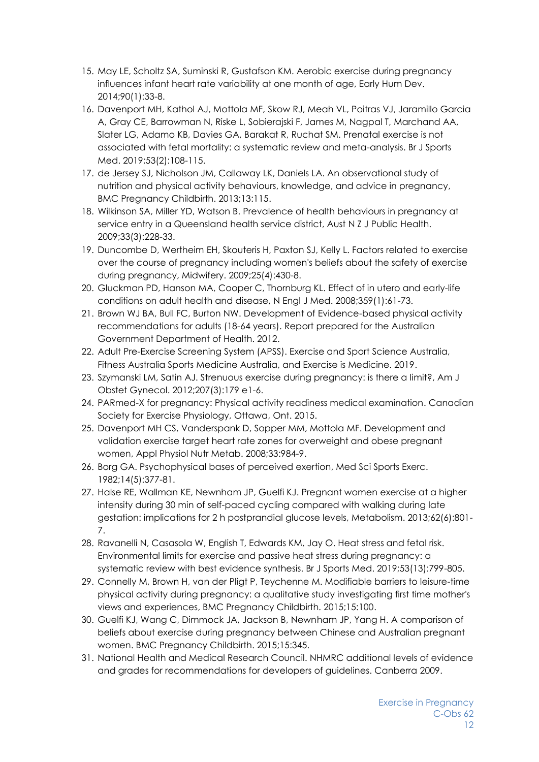15. May LE, Scholtz SA, Suminski R, Gustafson KM. Aerobic exercise during pregnancy influences infant heart rate variability at one month of age, Early Hum Dev. 2014;90(1):33-8.
16. Davenport MH, Kathol AJ, Mottola MF, Skow RJ, Meah VL, Poitras VJ, Jaramillo Garcia A, Gray CE, Barrowman N, Riske L, Sobierajski F, James M, Nagpal T, Marchand AA, Slater LG, Adamo KB, Davies GA, Barakat R, Ruchat SM. Prenatal exercise is not associated with fetal mortality: a systematic review and meta-analysis. Br J Sports Med. 2019;53(2):108-115.
17. de Jersey SJ, Nicholson JM, Callaway LK, Daniels LA. An observational study of nutrition and physical activity behaviours, knowledge, and advice in pregnancy, BMC Pregnancy Childbirth. 2013;13:115.
18. Wilkinson SA, Miller YD, Watson B. Prevalence of health behaviours in pregnancy at service entry in a Queensland health service district, Aust N Z J Public Health. 2009;33(3):228-33.
19. Duncombe D, Wertheim EH, Skouteris H, Paxton SJ, Kelly L. Factors related to exercise over the course of pregnancy including women's beliefs about the safety of exercise during pregnancy, Midwifery. 2009;25(4):430-8.
20. Gluckman PD, Hanson MA, Cooper C, Thornburg KL. Effect of in utero and early-life conditions on adult health and disease, N Engl J Med. 2008;359(1):61-73.
21. Brown WJ BA, Bull FC, Burton NW. Development of Evidence-based physical activity recommendations for adults (18-64 years). Report prepared for the Australian Government Department of Health. 2012.
22. Adult Pre-Exercise Screening System (APSS). Exercise and Sport Science Australia, Fitness Australia Sports Medicine Australia, and Exercise is Medicine. 2019.
23. Szymanski LM, Satin AJ. Strenuous exercise during pregnancy: is there a limit?, Am J Obstet Gynecol. 2012;207(3):179 e1-6.
24. PARmed-X for pregnancy: Physical activity readiness medical examination. Canadian Society for Exercise Physiology, Ottawa, Ont. 2015.
25. Davenport MH CS, Vanderspank D, Sopper MM, Mottola MF. Development and validation exercise target heart rate zones for overweight and obese pregnant women, Appl Physiol Nutr Metab. 2008;33:984-9.
26. Borg GA. Psychophysical bases of perceived exertion, Med Sci Sports Exerc. 1982;14(5):377-81.
27. Halse RE, Wallman KE, Newnham JP, Guelfi KJ. Pregnant women exercise at a higher intensity during 30 min of self-paced cycling compared with walking during late gestation: implications for 2 h postprandial glucose levels, Metabolism. 2013;62(6):801-7.
28. Ravanelli N, Casasola W, English T, Edwards KM, Jay O. Heat stress and fetal risk. Environmental limits for exercise and passive heat stress during pregnancy: a systematic review with best evidence synthesis. Br J Sports Med. 2019;53(13):799-805.
29. Connelly M, Brown H, van der Pligt P, Teychenne M. Modifiable barriers to leisure-time physical activity during pregnancy: a qualitative study investigating first time mother's views and experiences, BMC Pregnancy Childbirth. 2015;15:100.
30. Guelfi KJ, Wang C, Dimmock JA, Jackson B, Newnham JP, Yang H. A comparison of beliefs about exercise during pregnancy between Chinese and Australian pregnant women. BMC Pregnancy Childbirth. 2015;15:345.
31. National Health and Medical Research Council. NHMRC additional levels of evidence and grades for recommendations for developers of guidelines. Canberra 2009.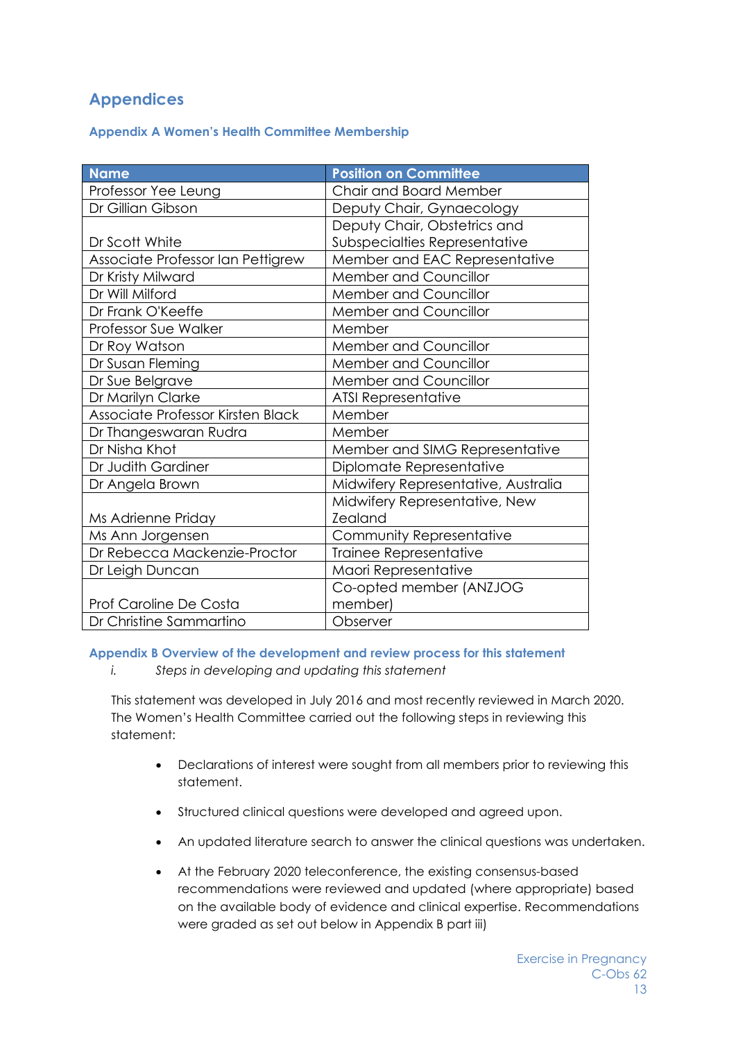# Appendices

## Appendix A Women's Health Committee Membership

| Name | Position on Committee |
|---|---|
| Professor Yee Leung | Chair and Board Member |
| Dr Gillian Gibson | Deputy Chair, Gynaecology |
| Dr Scott White | Deputy Chair, Obstetrics and Subspecialties Representative |
| Associate Professor Ian Pettigrew | Member and EAC Representative |
| Dr Kristy Milward | Member and Councillor |
| Dr Will Milford | Member and Councillor |
| Dr Frank O'Keeffe | Member and Councillor |
| Professor Sue Walker | Member |
| Dr Roy Watson | Member and Councillor |
| Dr Susan Fleming | Member and Councillor |
| Dr Sue Belgrave | Member and Councillor |
| Dr Marilyn Clarke | ATSI Representative |
| Associate Professor Kirsten Black | Member |
| Dr Thangeswaran Rudra | Member |
| Dr Nisha Khot | Member and SIMG Representative |
| Dr Judith Gardiner | Diplomate Representative |
| Dr Angela Brown | Midwifery Representative, Australia |
| Ms Adrienne Priday | Midwifery Representative, New Zealand |
| Ms Ann Jorgensen | Community Representative |
| Dr Rebecca Mackenzie-Proctor | Trainee Representative |
| Dr Leigh Duncan | Maori Representative |
| Prof Caroline De Costa | Co-opted member (ANZJOG member) |
| Dr Christine Sammartino | Observer |

## Appendix B Overview of the development and review process for this statement

i. *Steps in developing and updating this statement*

This statement was developed in July 2016 and most recently reviewed in March 2020. The Women's Health Committee carried out the following steps in reviewing this statement:

- Declarations of interest were sought from all members prior to reviewing this statement.
- Structured clinical questions were developed and agreed upon.
- An updated literature search to answer the clinical questions was undertaken.
- At the February 2020 teleconference, the existing consensus-based recommendations were reviewed and updated (where appropriate) based on the available body of evidence and clinical expertise. Recommendations were graded as set out below in Appendix B part iii)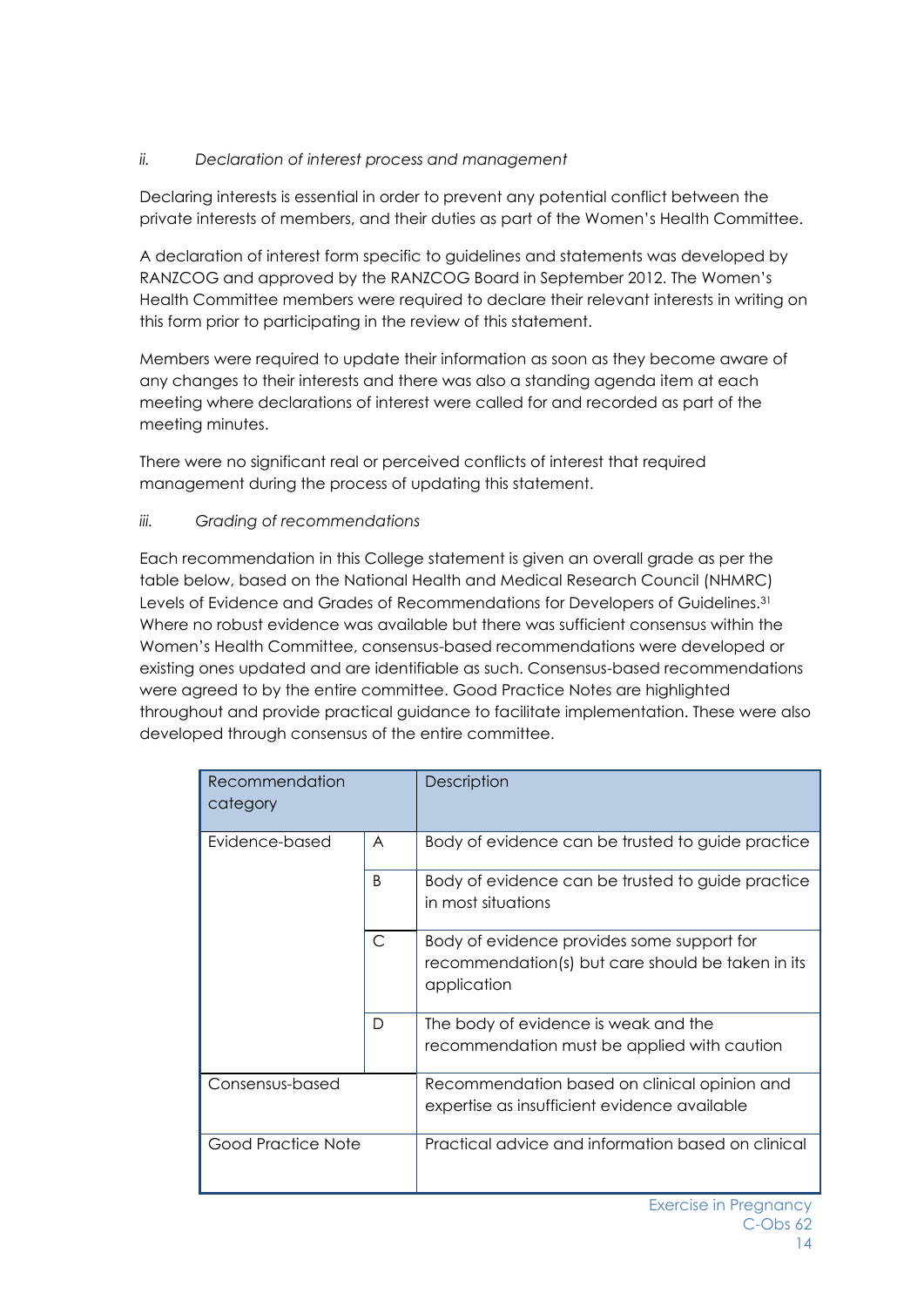*ii. Declaration of interest process and management*

Declaring interests is essential in order to prevent any potential conflict between the private interests of members, and their duties as part of the Women's Health Committee.

A declaration of interest form specific to guidelines and statements was developed by RANZCOG and approved by the RANZCOG Board in September 2012. The Women's Health Committee members were required to declare their relevant interests in writing on this form prior to participating in the review of this statement.

Members were required to update their information as soon as they become aware of any changes to their interests and there was also a standing agenda item at each meeting where declarations of interest were called for and recorded as part of the meeting minutes.

There were no significant real or perceived conflicts of interest that required management during the process of updating this statement.

*iii. Grading of recommendations*

Each recommendation in this College statement is given an overall grade as per the table below, based on the National Health and Medical Research Council (NHMRC) Levels of Evidence and Grades of Recommendations for Developers of Guidelines.[31] Where no robust evidence was available but there was sufficient consensus within the Women's Health Committee, consensus-based recommendations were developed or existing ones updated and are identifiable as such. Consensus-based recommendations were agreed to by the entire committee. Good Practice Notes are highlighted throughout and provide practical guidance to facilitate implementation. These were also developed through consensus of the entire committee.

| Recommendation category | | Description |
|---|---|---|
| Evidence-based | A | Body of evidence can be trusted to guide practice |
| | B | Body of evidence can be trusted to guide practice in most situations |
| | C | Body of evidence provides some support for recommendation(s) but care should be taken in its application |
| | D | The body of evidence is weak and the recommendation must be applied with caution |
| Consensus-based | | Recommendation based on clinical opinion and expertise as insufficient evidence available |
| Good Practice Note | | Practical advice and information based on clinical |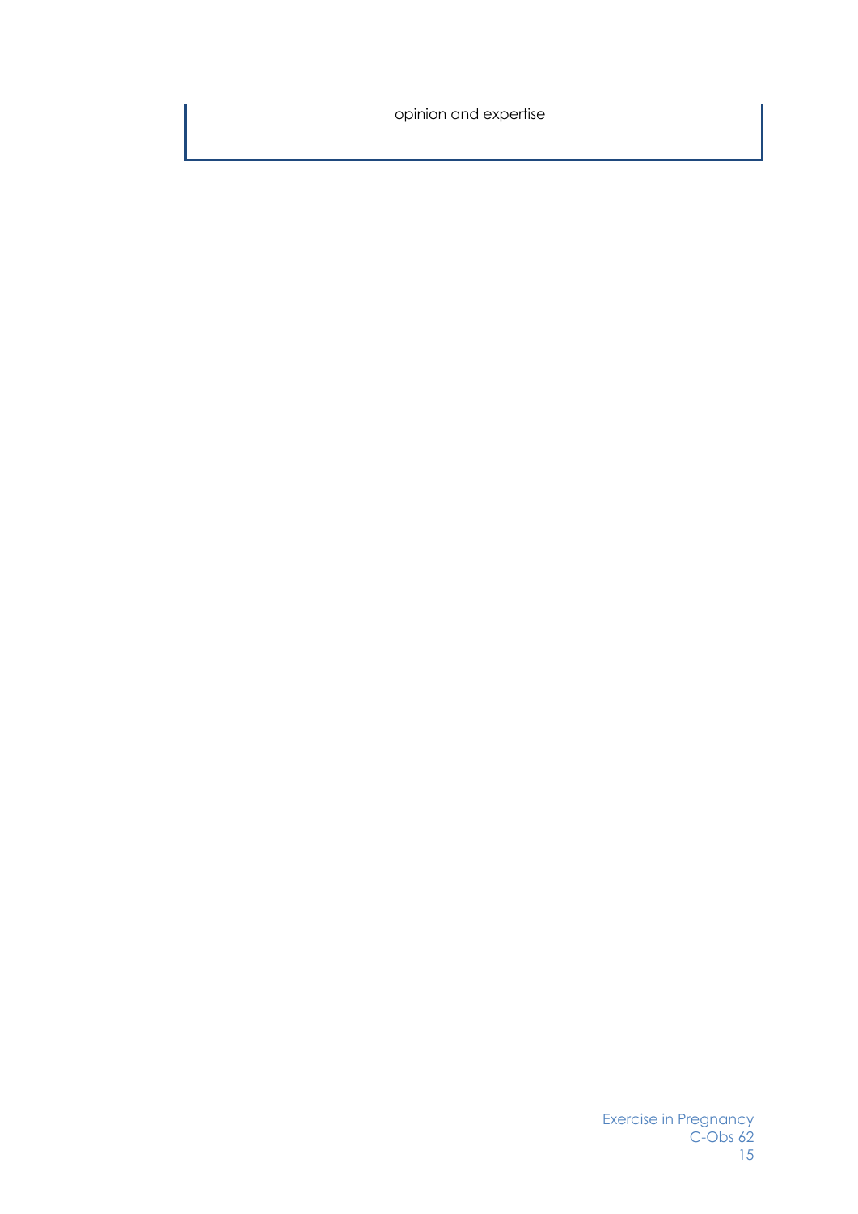|  | opinion and expertise |
|---|---|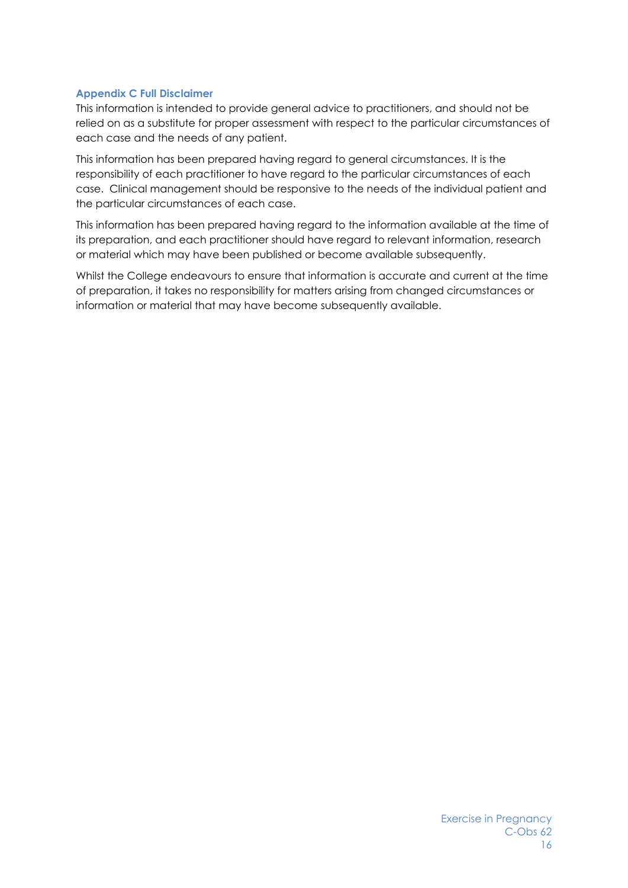### Appendix C Full Disclaimer

This information is intended to provide general advice to practitioners, and should not be relied on as a substitute for proper assessment with respect to the particular circumstances of each case and the needs of any patient.

This information has been prepared having regard to general circumstances. It is the responsibility of each practitioner to have regard to the particular circumstances of each case. Clinical management should be responsive to the needs of the individual patient and the particular circumstances of each case.

This information has been prepared having regard to the information available at the time of its preparation, and each practitioner should have regard to relevant information, research or material which may have been published or become available subsequently.

Whilst the College endeavours to ensure that information is accurate and current at the time of preparation, it takes no responsibility for matters arising from changed circumstances or information or material that may have become subsequently available.